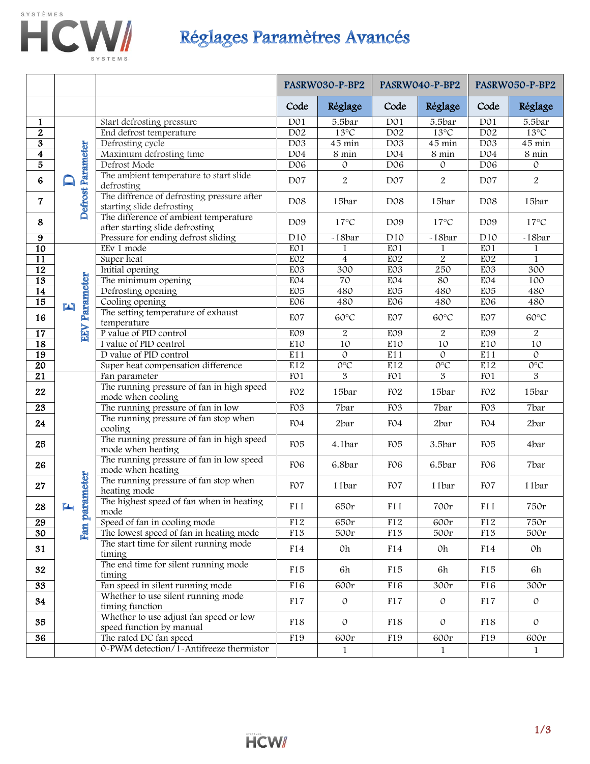# Réglages Paramètres Avancés

| | | | PASRW030-P-BP2 | | PASRW040-P-BP2 | | PASRW050-P-BP2 | |
|---|---|---|---|---|---|---|---|---|
| | | | Code | Réglage | Code | Réglage | Code | Réglage |
| 1 | D Defrost Parameter | Start defrosting pressure | D01 | 5.5bar | D01 | 5.5bar | D01 | 5.5bar |
| 2 | | End defrost temperature | D02 | 13°C | D02 | 13°C | D02 | 13°C |
| 3 | | Defrosting cycle | D03 | 45 min | D03 | 45 min | D03 | 45 min |
| 4 | | Maximum defrosting time | D04 | 8 min | D04 | 8 min | D04 | 8 min |
| 5 | | Defrost Mode | D06 | 0 | D06 | 0 | D06 | 0 |
| 6 | | The ambient temperature to start slide defrosting | D07 | 2 | D07 | 2 | D07 | 2 |
| 7 | | The diffrence of defrosting pressure after starting slide defrosting | D08 | 15bar | D08 | 15bar | D08 | 15bar |
| 8 | | The difference of ambient temperature after starting slide defrosting | D09 | 17°C | D09 | 17°C | D09 | 17°C |
| 9 | | Pressure for ending defrost sliding | D10 | -18bar | D10 | -18bar | D10 | -18bar |
| 10 | E EEV Parameter | EEv 1 mode | E01 | 1 | E01 | 1 | E01 | 1 |
| 11 | | Super heat | E02 | 4 | E02 | 2 | E02 | 1 |
| 12 | | Initial opening | E03 | 300 | E03 | 250 | E03 | 300 |
| 13 | | The minimum opening | E04 | 70 | E04 | 80 | E04 | 100 |
| 14 | | Defrosting opening | E05 | 480 | E05 | 480 | E05 | 480 |
| 15 | | Cooling opening | E06 | 480 | E06 | 480 | E06 | 480 |
| 16 | | The setting temperature of exhaust temperature | E07 | 60°C | E07 | 60°C | E07 | 60°C |
| 17 | | P value of PID control | E09 | 2 | E09 | 2 | E09 | 2 |
| 18 | | I value of PID control | E10 | 10 | E10 | 10 | E10 | 10 |
| 19 | | D value of PID control | E11 | 0 | E11 | 0 | E11 | 0 |
| 20 | | Super heat compensation difference | E12 | 0°C | E12 | 0°C | E12 | 0°C |
| 21 | F Fan parameter | Fan parameter | F01 | 3 | F01 | 3 | F01 | 3 |
| 22 | | The running pressure of fan in high speed mode when cooling | F02 | 15bar | F02 | 15bar | F02 | 15bar |
| 23 | | The running pressure of fan in low | F03 | 7bar | F03 | 7bar | F03 | 7bar |
| 24 | | The running pressure of fan stop when cooling | F04 | 2bar | F04 | 2bar | F04 | 2bar |
| 25 | | The running pressure of fan in high speed mode when heating | F05 | 4.1bar | F05 | 3.5bar | F05 | 4bar |
| 26 | | The running pressure of fan in low speed mode when heating | F06 | 6.8bar | F06 | 6.5bar | F06 | 7bar |
| 27 | | The running pressure of fan stop when heating mode | F07 | 11bar | F07 | 11bar | F07 | 11bar |
| 28 | | The highest speed of fan when in heating mode | F11 | 650r | F11 | 700r | F11 | 750r |
| 29 | | Speed of fan in cooling mode | F12 | 650r | F12 | 600r | F12 | 750r |
| 30 | | The lowest speed of fan in heating mode | F13 | 500r | F13 | 500r | F13 | 500r |
| 31 | | The start time for silent running mode timing | F14 | 0h | F14 | 0h | F14 | 0h |
| 32 | | The end time for silent running mode timing | F15 | 6h | F15 | 6h | F15 | 6h |
| 33 | | Fan speed in silent running mode | F16 | 600r | F16 | 300r | F16 | 300r |
| 34 | | Whether to use silent running mode timing function | F17 | 0 | F17 | 0 | F17 | 0 |
| 35 | | Whether to use adjust fan speed or low speed function by manual | F18 | 0 | F18 | 0 | F18 | 0 |
| 36 | | The rated DC fan speed | F19 | 600r | F19 | 600r | F19 | 600r |
| | | 0-PWM detection/1-Antifreeze thermistor | | 1 | | 1 | | 1 |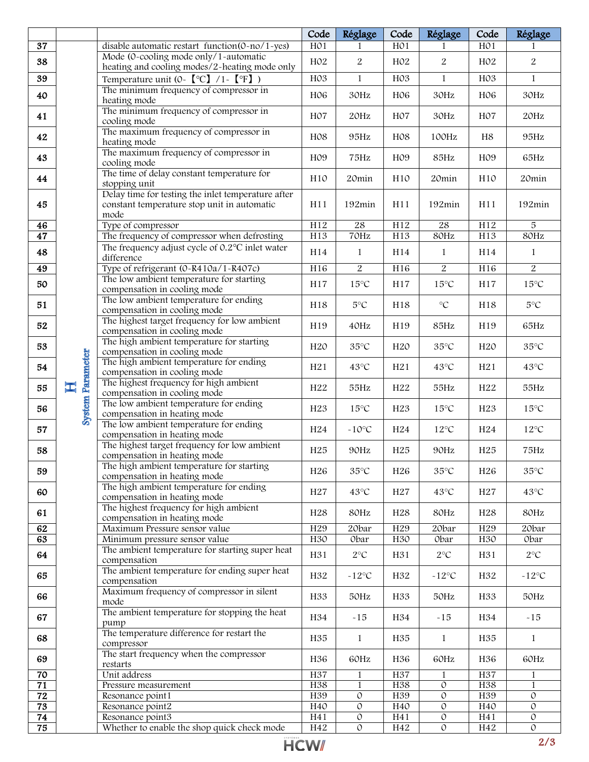| | | | Code | Réglage | Code | Réglage | Code | Réglage |
|---|---|---|---|---|---|---|---|---|
| 37 | H System Parameter | disable automatic restart function(0-no/1-yes) | H01 | 1 | H01 | 1 | H01 | 1 |
| 38 | | Mode (0-cooling mode only/1-automatic heating and cooling modes/2-heating mode only | H02 | 2 | H02 | 2 | H02 | 2 |
| 39 | | Temperature unit (0-【°C】/1-【°F】) | H03 | 1 | H03 | 1 | H03 | 1 |
| 40 | | The minimum frequency of compressor in heating mode | H06 | 30Hz | H06 | 30Hz | H06 | 30Hz |
| 41 | | The minimum frequency of compressor in cooling mode | H07 | 20Hz | H07 | 30Hz | H07 | 20Hz |
| 42 | | The maximum frequency of compressor in heating mode | H08 | 95Hz | H08 | 100Hz | H8 | 95Hz |
| 43 | | The maximum frequency of compressor in cooling mode | H09 | 75Hz | H09 | 85Hz | H09 | 65Hz |
| 44 | | The time of delay constant temperature for stopping unit | H10 | 20min | H10 | 20min | H10 | 20min |
| 45 | | Delay time for testing the inlet temperature after constant temperature stop unit in automatic mode | H11 | 192min | H11 | 192min | H11 | 192min |
| 46 | | Type of compressor | H12 | 28 | H12 | 28 | H12 | 5 |
| 47 | | The frequency of compressor when defrosting | H13 | 70Hz | H13 | 80Hz | H13 | 80Hz |
| 48 | | The frequency adjust cycle of 0.2°C inlet water difference | H14 | 1 | H14 | 1 | H14 | 1 |
| 49 | | Type of refrigerant (0-R410a/1-R407c) | H16 | 2 | H16 | 2 | H16 | 2 |
| 50 | | The low ambient temperature for starting compensation in cooling mode | H17 | 15°C | H17 | 15°C | H17 | 15°C |
| 51 | | The low ambient temperature for ending compensation in cooling mode | H18 | 5°C | H18 | °C | H18 | 5°C |
| 52 | | The highest target frequency for low ambient compensation in cooling mode | H19 | 40Hz | H19 | 85Hz | H19 | 65Hz |
| 53 | | The high ambient temperature for starting compensation in cooling mode | H20 | 35°C | H20 | 35°C | H20 | 35°C |
| 54 | | The high ambient temperature for ending compensation in cooling mode | H21 | 43°C | H21 | 43°C | H21 | 43°C |
| 55 | | The highest frequency for high ambient compensation in cooling mode | H22 | 55Hz | H22 | 55Hz | H22 | 55Hz |
| 56 | | The low ambient temperature for ending compensation in heating mode | H23 | 15°C | H23 | 15°C | H23 | 15°C |
| 57 | | The low ambient temperature for ending compensation in heating mode | H24 | -10°C | H24 | 12°C | H24 | 12°C |
| 58 | | The highest target frequency for low ambient compensation in heating mode | H25 | 90Hz | H25 | 90Hz | H25 | 75Hz |
| 59 | | The high ambient temperature for starting compensation in heating mode | H26 | 35°C | H26 | 35°C | H26 | 35°C |
| 60 | | The high ambient temperature for ending compensation in heating mode | H27 | 43°C | H27 | 43°C | H27 | 43°C |
| 61 | | The highest frequency for high ambient compensation in heating mode | H28 | 80Hz | H28 | 80Hz | H28 | 80Hz |
| 62 | | Maximum Pressure sensor value | H29 | 20bar | H29 | 20bar | H29 | 20bar |
| 63 | | Minimum pressure sensor value | H30 | 0bar | H30 | 0bar | H30 | 0bar |
| 64 | | The ambient temperature for starting super heat compensation | H31 | 2°C | H31 | 2°C | H31 | 2°C |
| 65 | | The ambient temperature for ending super heat compensation | H32 | -12°C | H32 | -12°C | H32 | -12°C |
| 66 | | Maximum frequency of compressor in silent mode | H33 | 50Hz | H33 | 50Hz | H33 | 50Hz |
| 67 | | The ambient temperature for stopping the heat pump | H34 | -15 | H34 | -15 | H34 | -15 |
| 68 | | The temperature difference for restart the compressor | H35 | 1 | H35 | 1 | H35 | 1 |
| 69 | | The start frequency when the compressor restarts | H36 | 60Hz | H36 | 60Hz | H36 | 60Hz |
| 70 | | Unit address | H37 | 1 | H37 | 1 | H37 | 1 |
| 71 | | Pressure measurement | H38 | 1 | H38 | 0 | H38 | 1 |
| 72 | | Resonance point1 | H39 | 0 | H39 | 0 | H39 | 0 |
| 73 | | Resonance point2 | H40 | 0 | H40 | 0 | H40 | 0 |
| 74 | | Resonance point3 | H41 | 0 | H41 | 0 | H41 | 0 |
| 75 | | Whether to enable the shop quick check mode | H42 | 0 | H42 | 0 | H42 | 0 |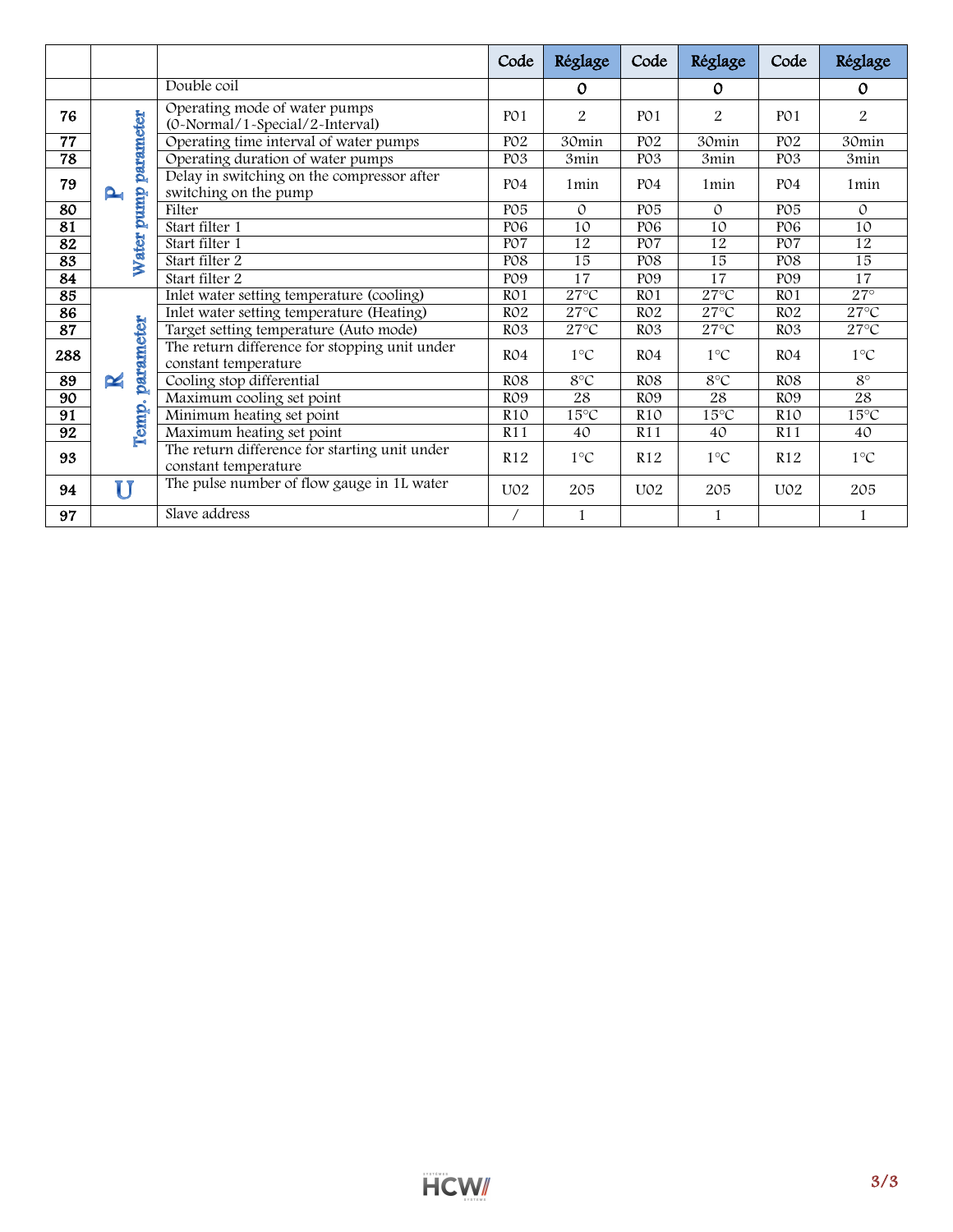| | | | Code | Réglage | Code | Réglage | Code | Réglage |
|---|---|---|---|---|---|---|---|---|
| | | Double coil | | 0 | | 0 | | 0 |
| 76 | P Water pump parameter | Operating mode of water pumps (0-Normal/1-Special/2-Interval) | P01 | 2 | P01 | 2 | P01 | 2 |
| 77 | | Operating time interval of water pumps | P02 | 30min | P02 | 30min | P02 | 30min |
| 78 | | Operating duration of water pumps | P03 | 3min | P03 | 3min | P03 | 3min |
| 79 | | Delay in switching on the compressor after switching on the pump | P04 | 1min | P04 | 1min | P04 | 1min |
| 80 | | Filter | P05 | 0 | P05 | 0 | P05 | 0 |
| 81 | | Start filter 1 | P06 | 10 | P06 | 10 | P06 | 10 |
| 82 | | Start filter 1 | P07 | 12 | P07 | 12 | P07 | 12 |
| 83 | | Start filter 2 | P08 | 15 | P08 | 15 | P08 | 15 |
| 84 | | Start filter 2 | P09 | 17 | P09 | 17 | P09 | 17 |
| 85 | R Temp. parameter | Inlet water setting temperature (cooling) | R01 | 27°C | R01 | 27°C | R01 | 27° |
| 86 | | Inlet water setting temperature (Heating) | R02 | 27°C | R02 | 27°C | R02 | 27°C |
| 87 | | Target setting temperature (Auto mode) | R03 | 27°C | R03 | 27°C | R03 | 27°C |
| 288 | | The return difference for stopping unit under constant temperature | R04 | 1°C | R04 | 1°C | R04 | 1°C |
| 89 | | Cooling stop differential | R08 | 8°C | R08 | 8°C | R08 | 8° |
| 90 | | Maximum cooling set point | R09 | 28 | R09 | 28 | R09 | 28 |
| 91 | | Minimum heating set point | R10 | 15°C | R10 | 15°C | R10 | 15°C |
| 92 | | Maximum heating set point | R11 | 40 | R11 | 40 | R11 | 40 |
| 93 | | The return difference for starting unit under constant temperature | R12 | 1°C | R12 | 1°C | R12 | 1°C |
| 94 | U | The pulse number of flow gauge in 1L water | U02 | 205 | U02 | 205 | U02 | 205 |
| 97 | | Slave address | / | 1 | | 1 | | 1 |